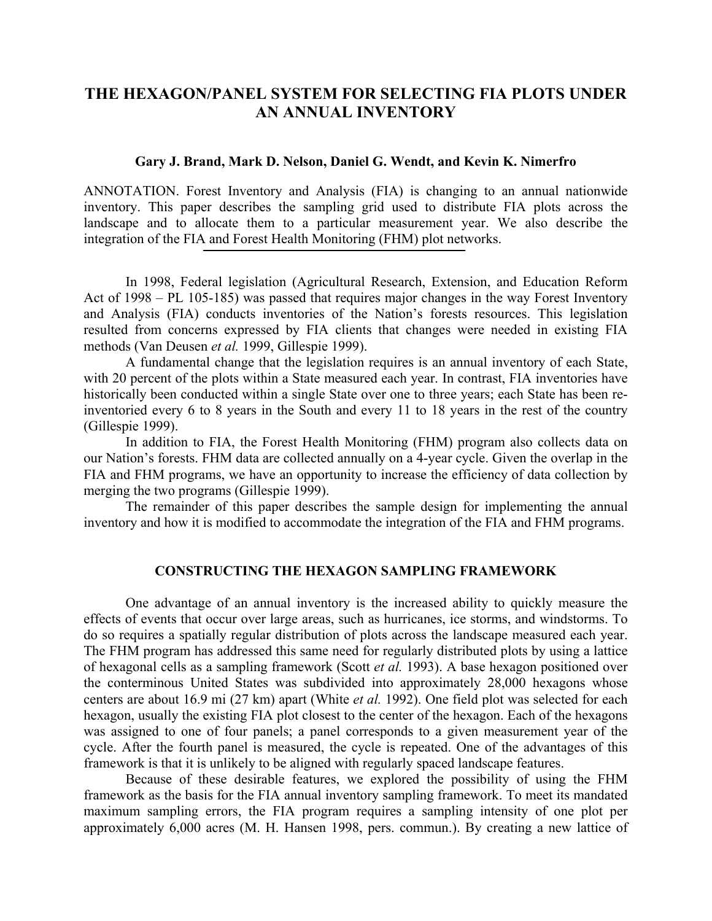# THE HEXAGON/PANEL SYSTEM FOR SELECTING FIA PLOTS UNDER AN ANNUAL INVENTORY

**Gary J. Brand, Mark D. Nelson, Daniel G. Wendt, and Kevin K. Nimerfro**

ANNOTATION. Forest Inventory and Analysis (FIA) is changing to an annual nationwide inventory. This paper describes the sampling grid used to distribute FIA plots across the landscape and to allocate them to a particular measurement year. We also describe the integration of the FIA and Forest Health Monitoring (FHM) plot networks.

---

In 1998, Federal legislation (Agricultural Research, Extension, and Education Reform Act of 1998 – PL 105-185) was passed that requires major changes in the way Forest Inventory and Analysis (FIA) conducts inventories of the Nation's forests resources. This legislation resulted from concerns expressed by FIA clients that changes were needed in existing FIA methods (Van Deusen *et al.* 1999, Gillespie 1999).

A fundamental change that the legislation requires is an annual inventory of each State, with 20 percent of the plots within a State measured each year. In contrast, FIA inventories have historically been conducted within a single State over one to three years; each State has been re-inventoried every 6 to 8 years in the South and every 11 to 18 years in the rest of the country (Gillespie 1999).

In addition to FIA, the Forest Health Monitoring (FHM) program also collects data on our Nation's forests. FHM data are collected annually on a 4-year cycle. Given the overlap in the FIA and FHM programs, we have an opportunity to increase the efficiency of data collection by merging the two programs (Gillespie 1999).

The remainder of this paper describes the sample design for implementing the annual inventory and how it is modified to accommodate the integration of the FIA and FHM programs.

## CONSTRUCTING THE HEXAGON SAMPLING FRAMEWORK

One advantage of an annual inventory is the increased ability to quickly measure the effects of events that occur over large areas, such as hurricanes, ice storms, and windstorms. To do so requires a spatially regular distribution of plots across the landscape measured each year. The FHM program has addressed this same need for regularly distributed plots by using a lattice of hexagonal cells as a sampling framework (Scott *et al.* 1993). A base hexagon positioned over the conterminous United States was subdivided into approximately 28,000 hexagons whose centers are about 16.9 mi (27 km) apart (White *et al.* 1992). One field plot was selected for each hexagon, usually the existing FIA plot closest to the center of the hexagon. Each of the hexagons was assigned to one of four panels; a panel corresponds to a given measurement year of the cycle. After the fourth panel is measured, the cycle is repeated. One of the advantages of this framework is that it is unlikely to be aligned with regularly spaced landscape features.

Because of these desirable features, we explored the possibility of using the FHM framework as the basis for the FIA annual inventory sampling framework. To meet its mandated maximum sampling errors, the FIA program requires a sampling intensity of one plot per approximately 6,000 acres (M. H. Hansen 1998, pers. commun.). By creating a new lattice of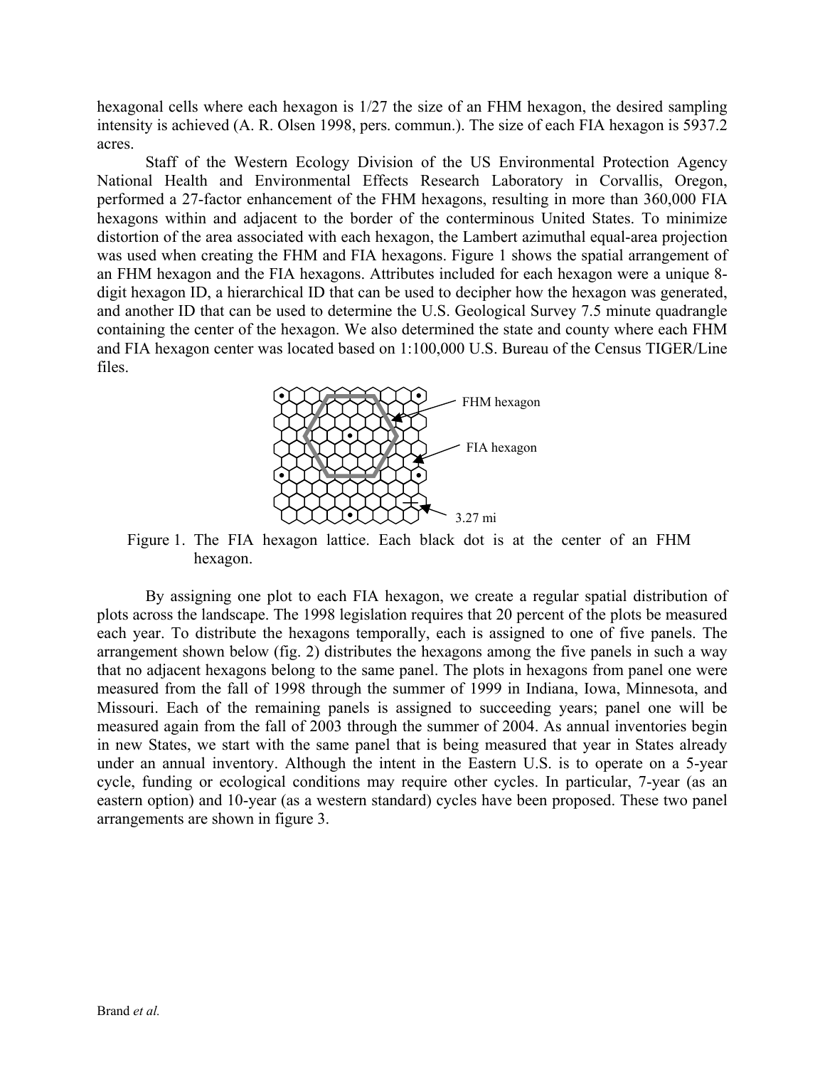hexagonal cells where each hexagon is 1/27 the size of an FHM hexagon, the desired sampling intensity is achieved (A. R. Olsen 1998, pers. commun.). The size of each FIA hexagon is 5937.2 acres.

Staff of the Western Ecology Division of the US Environmental Protection Agency National Health and Environmental Effects Research Laboratory in Corvallis, Oregon, performed a 27-factor enhancement of the FHM hexagons, resulting in more than 360,000 FIA hexagons within and adjacent to the border of the conterminous United States. To minimize distortion of the area associated with each hexagon, the Lambert azimuthal equal-area projection was used when creating the FHM and FIA hexagons. Figure 1 shows the spatial arrangement of an FHM hexagon and the FIA hexagons. Attributes included for each hexagon were a unique 8-digit hexagon ID, a hierarchical ID that can be used to decipher how the hexagon was generated, and another ID that can be used to determine the U.S. Geological Survey 7.5 minute quadrangle containing the center of the hexagon. We also determined the state and county where each FHM and FIA hexagon center was located based on 1:100,000 U.S. Bureau of the Census TIGER/Line files.

FHM hexagon

FIA hexagon

3.27 mi

Figure 1. The FIA hexagon lattice. Each black dot is at the center of an FHM hexagon.

By assigning one plot to each FIA hexagon, we create a regular spatial distribution of plots across the landscape. The 1998 legislation requires that 20 percent of the plots be measured each year. To distribute the hexagons temporally, each is assigned to one of five panels. The arrangement shown below (fig. 2) distributes the hexagons among the five panels in such a way that no adjacent hexagons belong to the same panel. The plots in hexagons from panel one were measured from the fall of 1998 through the summer of 1999 in Indiana, Iowa, Minnesota, and Missouri. Each of the remaining panels is assigned to succeeding years; panel one will be measured again from the fall of 2003 through the summer of 2004. As annual inventories begin in new States, we start with the same panel that is being measured that year in States already under an annual inventory. Although the intent in the Eastern U.S. is to operate on a 5-year cycle, funding or ecological conditions may require other cycles. In particular, 7-year (as an eastern option) and 10-year (as a western standard) cycles have been proposed. These two panel arrangements are shown in figure 3.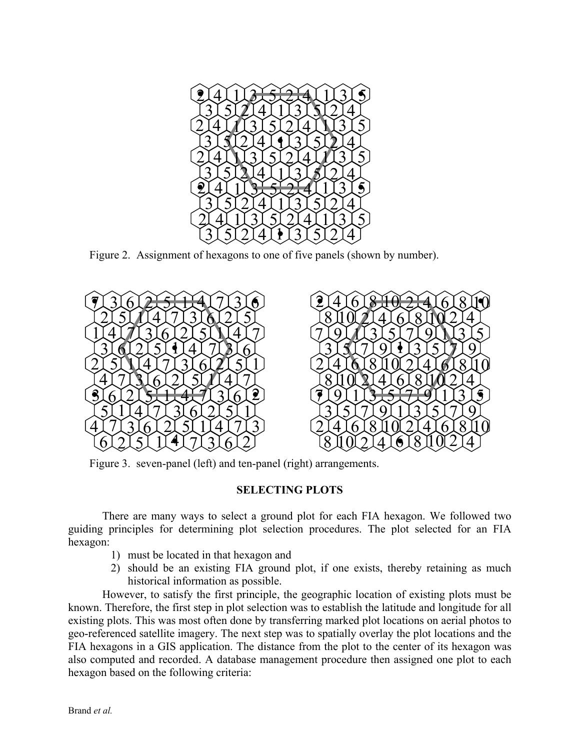Figure 2. Assignment of hexagons to one of five panels (shown by number).

Figure 3. seven-panel (left) and ten-panel (right) arrangements.

## SELECTING PLOTS

There are many ways to select a ground plot for each FIA hexagon. We followed two guiding principles for determining plot selection procedures. The plot selected for an FIA hexagon:

1) must be located in that hexagon and
2) should be an existing FIA ground plot, if one exists, thereby retaining as much historical information as possible.

However, to satisfy the first principle, the geographic location of existing plots must be known. Therefore, the first step in plot selection was to establish the latitude and longitude for all existing plots. This was most often done by transferring marked plot locations on aerial photos to geo-referenced satellite imagery. The next step was to spatially overlay the plot locations and the FIA hexagons in a GIS application. The distance from the plot to the center of its hexagon was also computed and recorded. A database management procedure then assigned one plot to each hexagon based on the following criteria: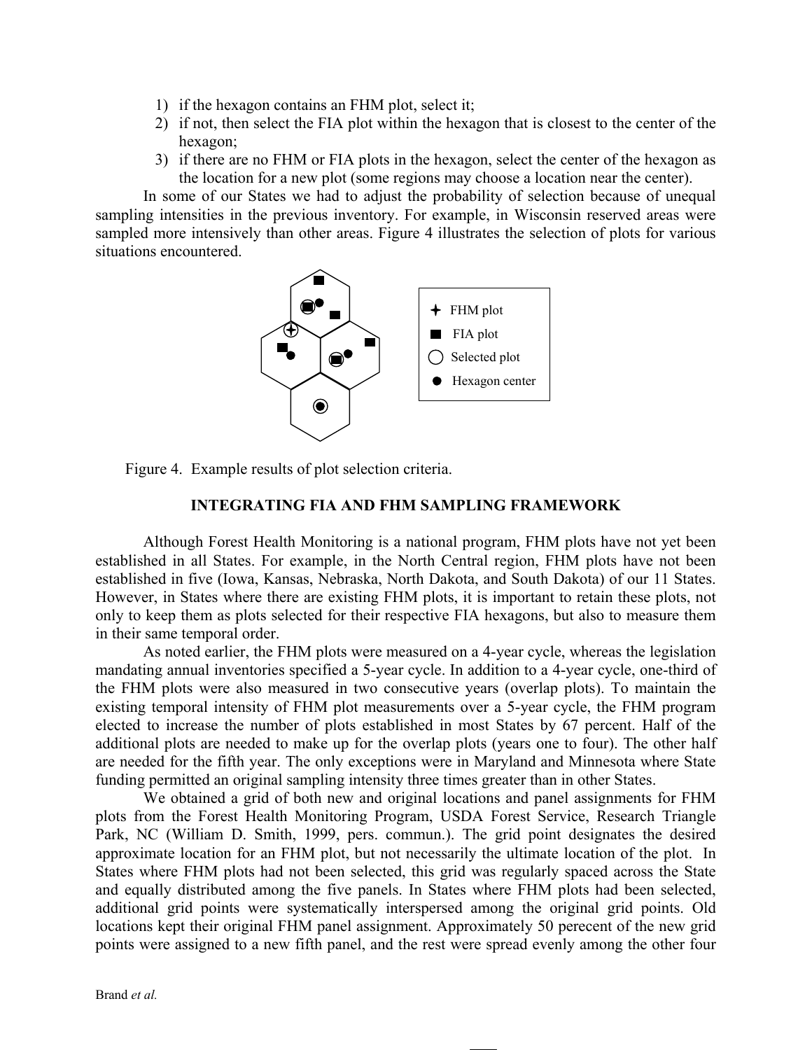1) if the hexagon contains an FHM plot, select it;
2) if not, then select the FIA plot within the hexagon that is closest to the center of the hexagon;
3) if there are no FHM or FIA plots in the hexagon, select the center of the hexagon as the location for a new plot (some regions may choose a location near the center).

In some of our States we had to adjust the probability of selection because of unequal sampling intensities in the previous inventory. For example, in Wisconsin reserved areas were sampled more intensively than other areas. Figure 4 illustrates the selection of plots for various situations encountered.

Figure 4. Example results of plot selection criteria.

## INTEGRATING FIA AND FHM SAMPLING FRAMEWORK

Although Forest Health Monitoring is a national program, FHM plots have not yet been established in all States. For example, in the North Central region, FHM plots have not been established in five (Iowa, Kansas, Nebraska, North Dakota, and South Dakota) of our 11 States. However, in States where there are existing FHM plots, it is important to retain these plots, not only to keep them as plots selected for their respective FIA hexagons, but also to measure them in their same temporal order.

As noted earlier, the FHM plots were measured on a 4-year cycle, whereas the legislation mandating annual inventories specified a 5-year cycle. In addition to a 4-year cycle, one-third of the FHM plots were also measured in two consecutive years (overlap plots). To maintain the existing temporal intensity of FHM plot measurements over a 5-year cycle, the FHM program elected to increase the number of plots established in most States by 67 percent. Half of the additional plots are needed to make up for the overlap plots (years one to four). The other half are needed for the fifth year. The only exceptions were in Maryland and Minnesota where State funding permitted an original sampling intensity three times greater than in other States.

We obtained a grid of both new and original locations and panel assignments for FHM plots from the Forest Health Monitoring Program, USDA Forest Service, Research Triangle Park, NC (William D. Smith, 1999, pers. commun.). The grid point designates the desired approximate location for an FHM plot, but not necessarily the ultimate location of the plot. In States where FHM plots had not been selected, this grid was regularly spaced across the State and equally distributed among the five panels. In States where FHM plots had been selected, additional grid points were systematically interspersed among the original grid points. Old locations kept their original FHM panel assignment. Approximately 50 perecent of the new grid points were assigned to a new fifth panel, and the rest were spread evenly among the other four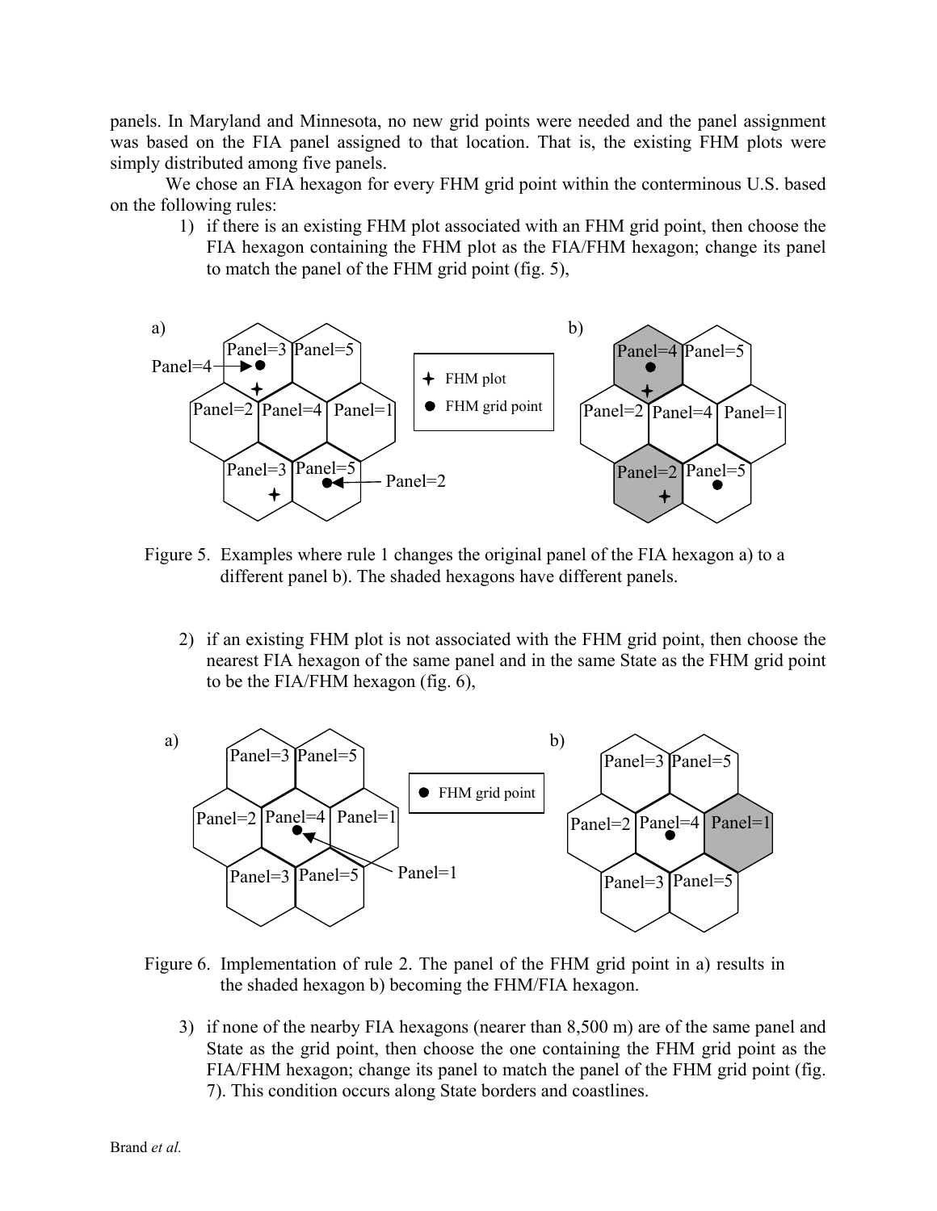panels. In Maryland and Minnesota, no new grid points were needed and the panel assignment was based on the FIA panel assigned to that location. That is, the existing FHM plots were simply distributed among five panels.

We chose an FIA hexagon for every FHM grid point within the conterminous U.S. based on the following rules:

1) if there is an existing FHM plot associated with an FHM grid point, then choose the FIA hexagon containing the FHM plot as the FIA/FHM hexagon; change its panel to match the panel of the FHM grid point (fig. 5),

Figure 5. Examples where rule 1 changes the original panel of the FIA hexagon a) to a different panel b). The shaded hexagons have different panels.

2) if an existing FHM plot is not associated with the FHM grid point, then choose the nearest FIA hexagon of the same panel and in the same State as the FHM grid point to be the FIA/FHM hexagon (fig. 6),

Figure 6. Implementation of rule 2. The panel of the FHM grid point in a) results in the shaded hexagon b) becoming the FHM/FIA hexagon.

3) if none of the nearby FIA hexagons (nearer than 8,500 m) are of the same panel and State as the grid point, then choose the one containing the FHM grid point as the FIA/FHM hexagon; change its panel to match the panel of the FHM grid point (fig. 7). This condition occurs along State borders and coastlines.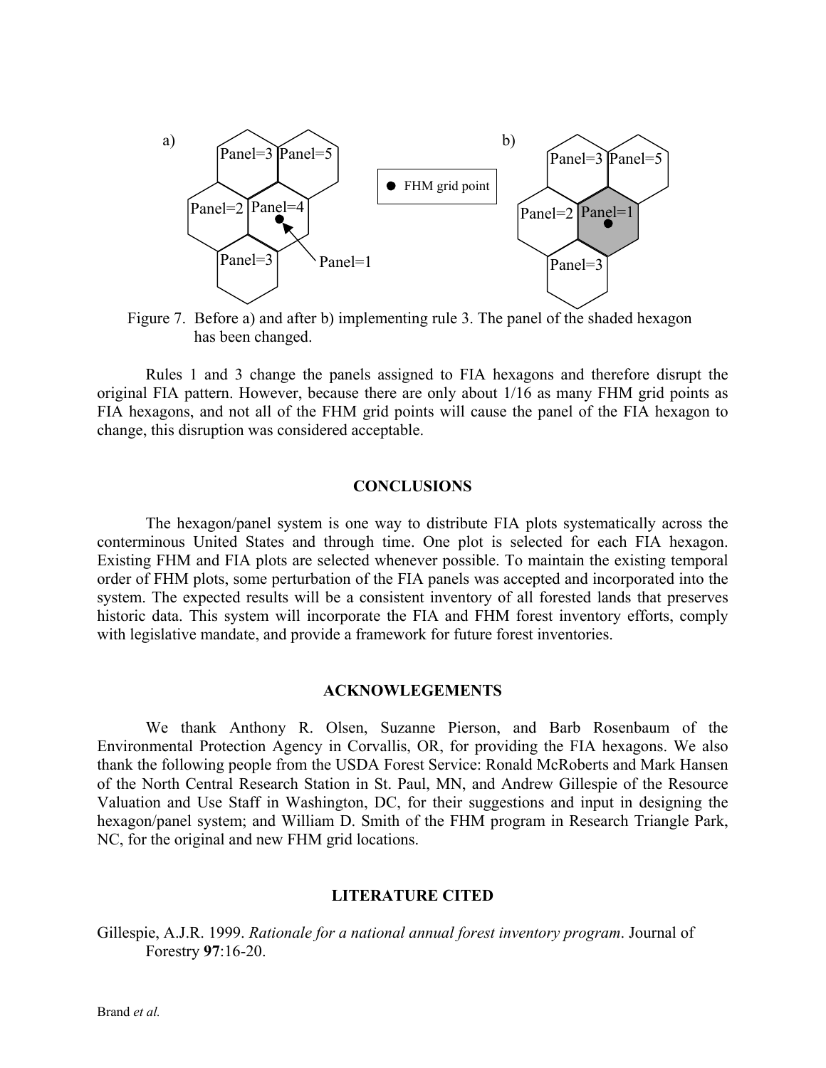Figure 7. Before a) and after b) implementing rule 3. The panel of the shaded hexagon has been changed.

Rules 1 and 3 change the panels assigned to FIA hexagons and therefore disrupt the original FIA pattern. However, because there are only about 1/16 as many FHM grid points as FIA hexagons, and not all of the FHM grid points will cause the panel of the FIA hexagon to change, this disruption was considered acceptable.

## CONCLUSIONS

The hexagon/panel system is one way to distribute FIA plots systematically across the conterminous United States and through time. One plot is selected for each FIA hexagon. Existing FHM and FIA plots are selected whenever possible. To maintain the existing temporal order of FHM plots, some perturbation of the FIA panels was accepted and incorporated into the system. The expected results will be a consistent inventory of all forested lands that preserves historic data. This system will incorporate the FIA and FHM forest inventory efforts, comply with legislative mandate, and provide a framework for future forest inventories.

## ACKNOWLEGEMENTS

We thank Anthony R. Olsen, Suzanne Pierson, and Barb Rosenbaum of the Environmental Protection Agency in Corvallis, OR, for providing the FIA hexagons. We also thank the following people from the USDA Forest Service: Ronald McRoberts and Mark Hansen of the North Central Research Station in St. Paul, MN, and Andrew Gillespie of the Resource Valuation and Use Staff in Washington, DC, for their suggestions and input in designing the hexagon/panel system; and William D. Smith of the FHM program in Research Triangle Park, NC, for the original and new FHM grid locations.

## LITERATURE CITED

Gillespie, A.J.R. 1999. *Rationale for a national annual forest inventory program*. Journal of Forestry **97**:16-20.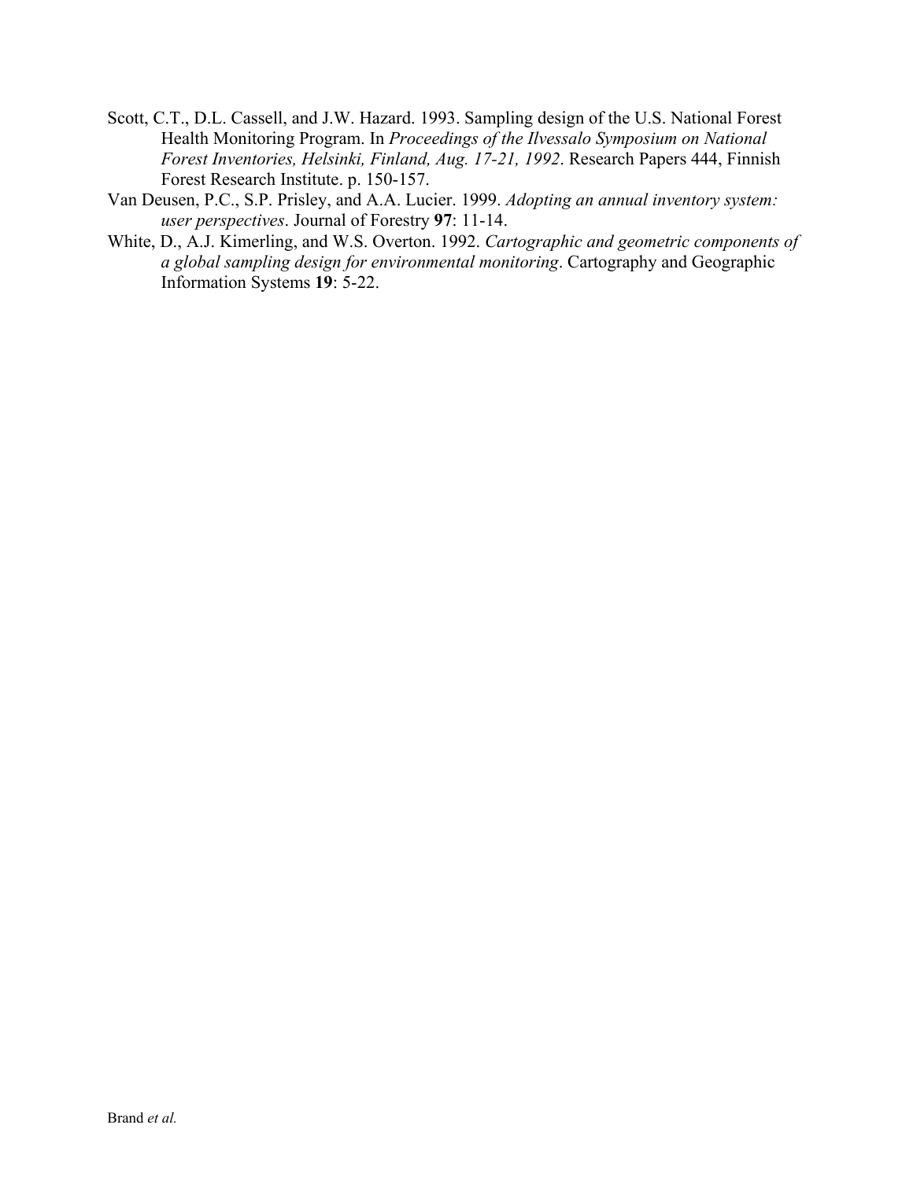Scott, C.T., D.L. Cassell, and J.W. Hazard. 1993. Sampling design of the U.S. National Forest Health Monitoring Program. In *Proceedings of the Ilvessalo Symposium on National Forest Inventories, Helsinki, Finland, Aug. 17-21, 1992*. Research Papers 444, Finnish Forest Research Institute. p. 150-157.

Van Deusen, P.C., S.P. Prisley, and A.A. Lucier. 1999. *Adopting an annual inventory system: user perspectives*. Journal of Forestry **97**: 11-14.

White, D., A.J. Kimerling, and W.S. Overton. 1992. *Cartographic and geometric components of a global sampling design for environmental monitoring*. Cartography and Geographic Information Systems **19**: 5-22.